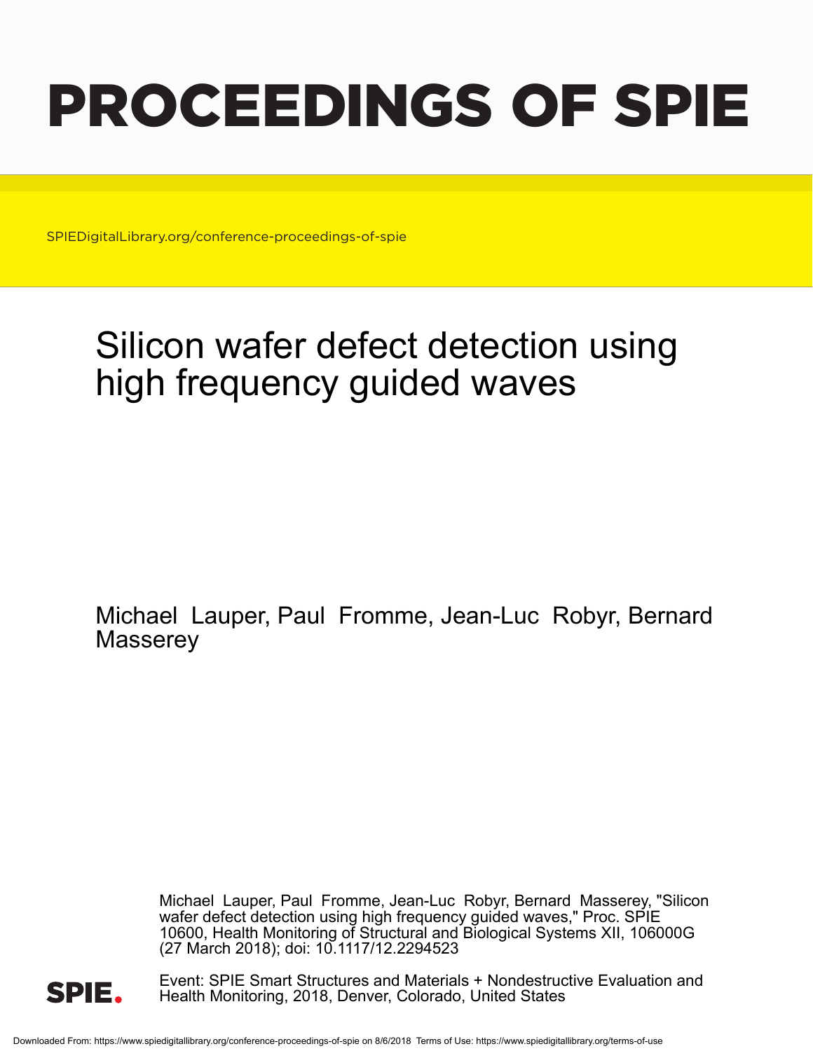# PROCEEDINGS OF SPIE

SPIEDigitalLibrary.org/conference-proceedings-of-spie

## Silicon wafer defect detection using high frequency guided waves

Michael Lauper, Paul Fromme, Jean-Luc Robyr, Bernard Masserey

Michael Lauper, Paul Fromme, Jean-Luc Robyr, Bernard Masserey, "Silicon wafer defect detection using high frequency guided waves," Proc. SPIE 10600, Health Monitoring of Structural and Biological Systems XII, 106000G (27 March 2018); doi: 10.1117/12.2294523

Event: SPIE Smart Structures and Materials + Nondestructive Evaluation and Health Monitoring, 2018, Denver, Colorado, United States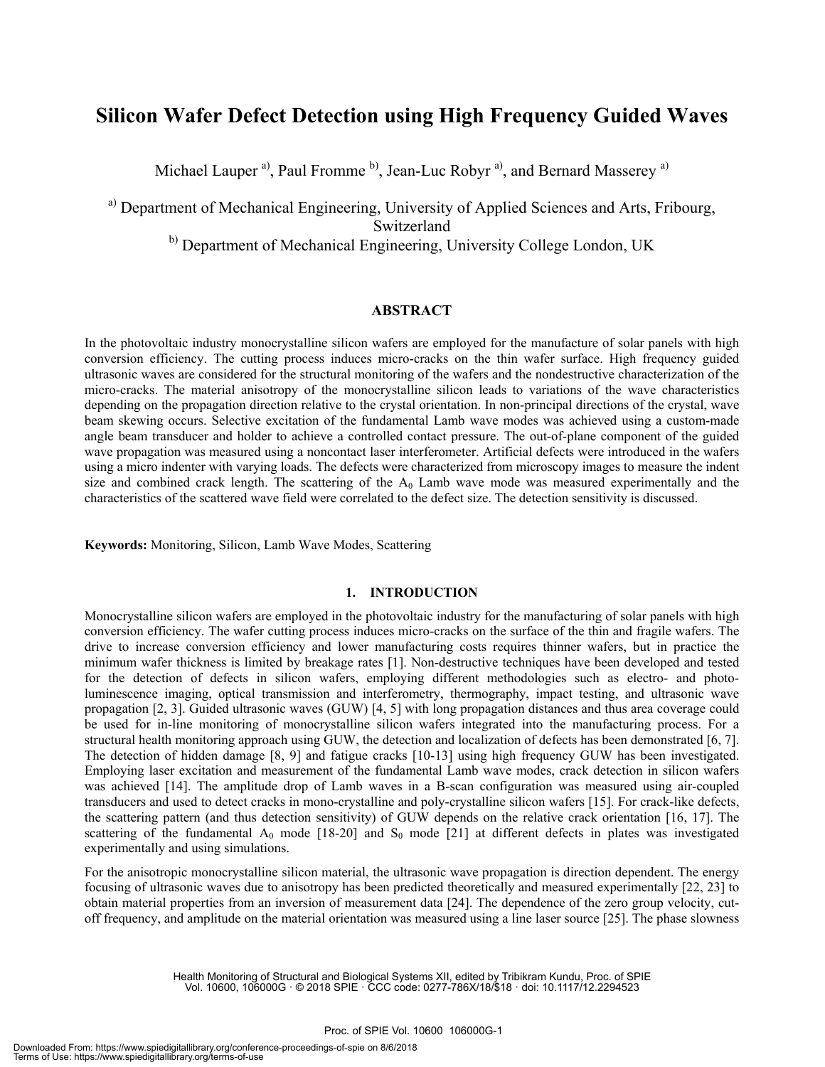# Silicon Wafer Defect Detection using High Frequency Guided Waves

Michael Lauper [a)], Paul Fromme [b)], Jean-Luc Robyr [a)], and Bernard Masserey [a)]

[a)] Department of Mechanical Engineering, University of Applied Sciences and Arts, Fribourg, Switzerland

[b)] Department of Mechanical Engineering, University College London, UK

## ABSTRACT

In the photovoltaic industry monocrystalline silicon wafers are employed for the manufacture of solar panels with high conversion efficiency. The cutting process induces micro-cracks on the thin wafer surface. High frequency guided ultrasonic waves are considered for the structural monitoring of the wafers and the nondestructive characterization of the micro-cracks. The material anisotropy of the monocrystalline silicon leads to variations of the wave characteristics depending on the propagation direction relative to the crystal orientation. In non-principal directions of the crystal, wave beam skewing occurs. Selective excitation of the fundamental Lamb wave modes was achieved using a custom-made angle beam transducer and holder to achieve a controlled contact pressure. The out-of-plane component of the guided wave propagation was measured using a noncontact laser interferometer. Artificial defects were introduced in the wafers using a micro indenter with varying loads. The defects were characterized from microscopy images to measure the indent size and combined crack length. The scattering of the $A_0$ Lamb wave mode was measured experimentally and the characteristics of the scattered wave field were correlated to the defect size. The detection sensitivity is discussed.

**Keywords:** Monitoring, Silicon, Lamb Wave Modes, Scattering

## 1. INTRODUCTION

Monocrystalline silicon wafers are employed in the photovoltaic industry for the manufacturing of solar panels with high conversion efficiency. The wafer cutting process induces micro-cracks on the surface of the thin and fragile wafers. The drive to increase conversion efficiency and lower manufacturing costs requires thinner wafers, but in practice the minimum wafer thickness is limited by breakage rates [1]. Non-destructive techniques have been developed and tested for the detection of defects in silicon wafers, employing different methodologies such as electro- and photo-luminescence imaging, optical transmission and interferometry, thermography, impact testing, and ultrasonic wave propagation [2, 3]. Guided ultrasonic waves (GUW) [4, 5] with long propagation distances and thus area coverage could be used for in-line monitoring of monocrystalline silicon wafers integrated into the manufacturing process. For a structural health monitoring approach using GUW, the detection and localization of defects has been demonstrated [6, 7]. The detection of hidden damage [8, 9] and fatigue cracks [10-13] using high frequency GUW has been investigated. Employing laser excitation and measurement of the fundamental Lamb wave modes, crack detection in silicon wafers was achieved [14]. The amplitude drop of Lamb waves in a B-scan configuration was measured using air-coupled transducers and used to detect cracks in mono-crystalline and poly-crystalline silicon wafers [15]. For crack-like defects, the scattering pattern (and thus detection sensitivity) of GUW depends on the relative crack orientation [16, 17]. The scattering of the fundamental $A_0$ mode [18-20] and $S_0$ mode [21] at different defects in plates was investigated experimentally and using simulations.

For the anisotropic monocrystalline silicon material, the ultrasonic wave propagation is direction dependent. The energy focusing of ultrasonic waves due to anisotropy has been predicted theoretically and measured experimentally [22, 23] to obtain material properties from an inversion of measurement data [24]. The dependence of the zero group velocity, cut-off frequency, and amplitude on the material orientation was measured using a line laser source [25]. The phase slowness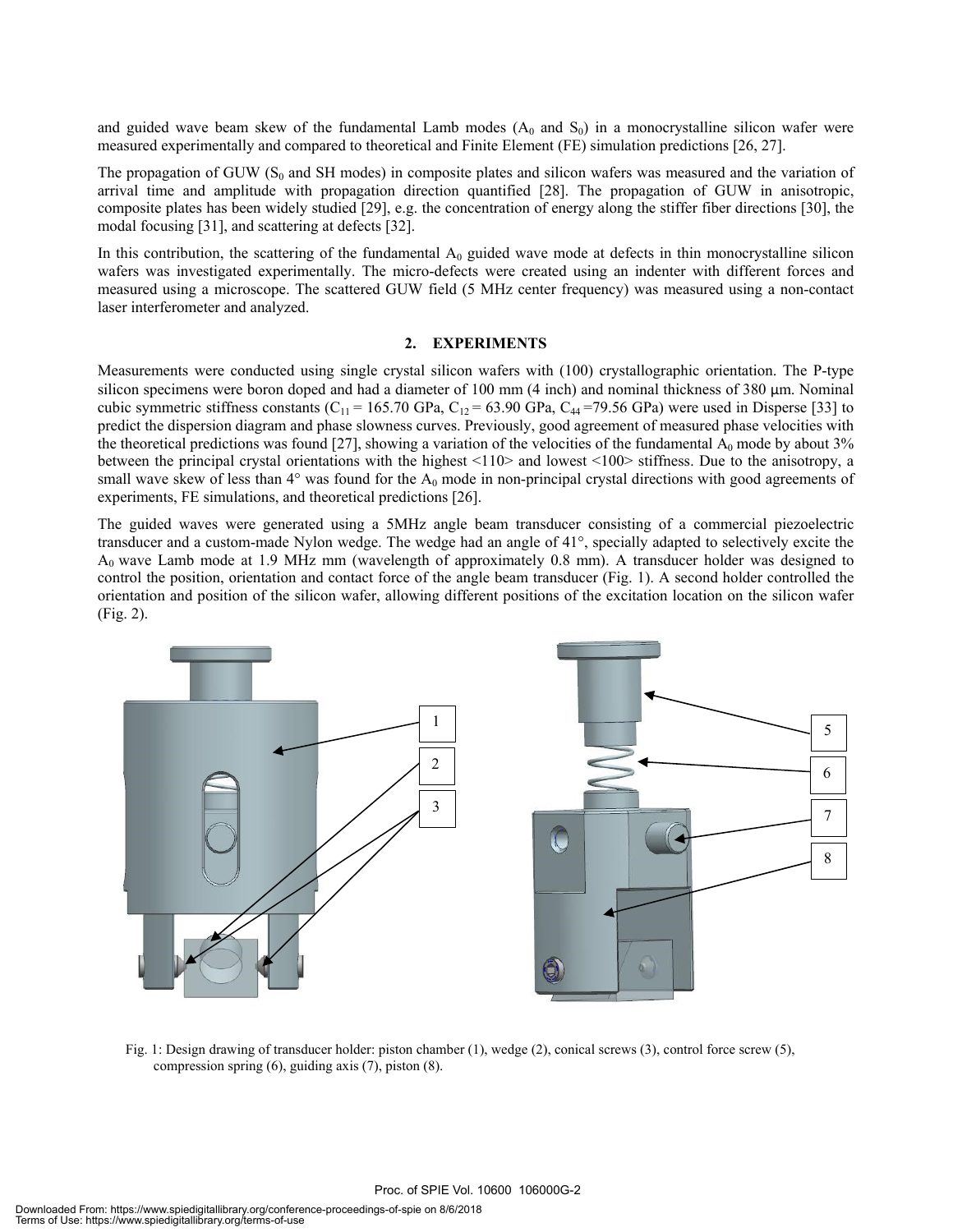and guided wave beam skew of the fundamental Lamb modes ($A_0$ and $S_0$) in a monocrystalline silicon wafer were measured experimentally and compared to theoretical and Finite Element (FE) simulation predictions [26, 27].

The propagation of GUW ($S_0$ and SH modes) in composite plates and silicon wafers was measured and the variation of arrival time and amplitude with propagation direction quantified [28]. The propagation of GUW in anisotropic, composite plates has been widely studied [29], e.g. the concentration of energy along the stiffer fiber directions [30], the modal focusing [31], and scattering at defects [32].

In this contribution, the scattering of the fundamental $A_0$ guided wave mode at defects in thin monocrystalline silicon wafers was investigated experimentally. The micro-defects were created using an indenter with different forces and measured using a microscope. The scattered GUW field (5 MHz center frequency) was measured using a non-contact laser interferometer and analyzed.

## 2. EXPERIMENTS

Measurements were conducted using single crystal silicon wafers with (100) crystallographic orientation. The P-type silicon specimens were boron doped and had a diameter of 100 mm (4 inch) and nominal thickness of 380 μm. Nominal cubic symmetric stiffness constants ($C_{11}$ = 165.70 GPa, $C_{12}$ = 63.90 GPa, $C_{44}$ =79.56 GPa) were used in Disperse [33] to predict the dispersion diagram and phase slowness curves. Previously, good agreement of measured phase velocities with the theoretical predictions was found [27], showing a variation of the velocities of the fundamental $A_0$ mode by about 3% between the principal crystal orientations with the highest <110> and lowest <100> stiffness. Due to the anisotropy, a small wave skew of less than 4° was found for the $A_0$ mode in non-principal crystal directions with good agreements of experiments, FE simulations, and theoretical predictions [26].

The guided waves were generated using a 5MHz angle beam transducer consisting of a commercial piezoelectric transducer and a custom-made Nylon wedge. The wedge had an angle of 41°, specially adapted to selectively excite the $A_0$ wave Lamb mode at 1.9 MHz mm (wavelength of approximately 0.8 mm). A transducer holder was designed to control the position, orientation and contact force of the angle beam transducer (Fig. 1). A second holder controlled the orientation and position of the silicon wafer, allowing different positions of the excitation location on the silicon wafer (Fig. 2).

Fig. 1: Design drawing of transducer holder: piston chamber (1), wedge (2), conical screws (3), control force screw (5), compression spring (6), guiding axis (7), piston (8).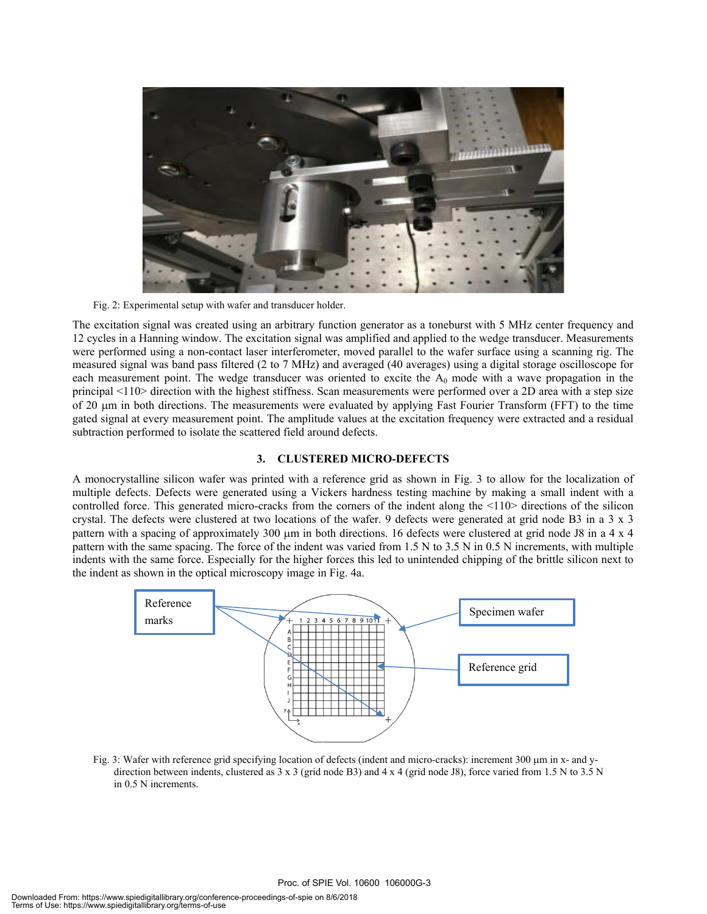Fig. 2: Experimental setup with wafer and transducer holder.

The excitation signal was created using an arbitrary function generator as a toneburst with 5 MHz center frequency and 12 cycles in a Hanning window. The excitation signal was amplified and applied to the wedge transducer. Measurements were performed using a non-contact laser interferometer, moved parallel to the wafer surface using a scanning rig. The measured signal was band pass filtered (2 to 7 MHz) and averaged (40 averages) using a digital storage oscilloscope for each measurement point. The wedge transducer was oriented to excite the $A_0$ mode with a wave propagation in the principal <110> direction with the highest stiffness. Scan measurements were performed over a 2D area with a step size of 20 μm in both directions. The measurements were evaluated by applying Fast Fourier Transform (FFT) to the time gated signal at every measurement point. The amplitude values at the excitation frequency were extracted and a residual subtraction performed to isolate the scattered field around defects.

## 3. CLUSTERED MICRO-DEFECTS

A monocrystalline silicon wafer was printed with a reference grid as shown in Fig. 3 to allow for the localization of multiple defects. Defects were generated using a Vickers hardness testing machine by making a small indent with a controlled force. This generated micro-cracks from the corners of the indent along the <110> directions of the silicon crystal. The defects were clustered at two locations of the wafer. 9 defects were generated at grid node B3 in a 3 x 3 pattern with a spacing of approximately 300 μm in both directions. 16 defects were clustered at grid node J8 in a 4 x 4 pattern with the same spacing. The force of the indent was varied from 1.5 N to 3.5 N in 0.5 N increments, with multiple indents with the same force. Especially for the higher forces this led to unintended chipping of the brittle silicon next to the indent as shown in the optical microscopy image in Fig. 4a.

Fig. 3: Wafer with reference grid specifying location of defects (indent and micro-cracks): increment 300 μm in x- and y-direction between indents, clustered as 3 x 3 (grid node B3) and 4 x 4 (grid node J8), force varied from 1.5 N to 3.5 N in 0.5 N increments.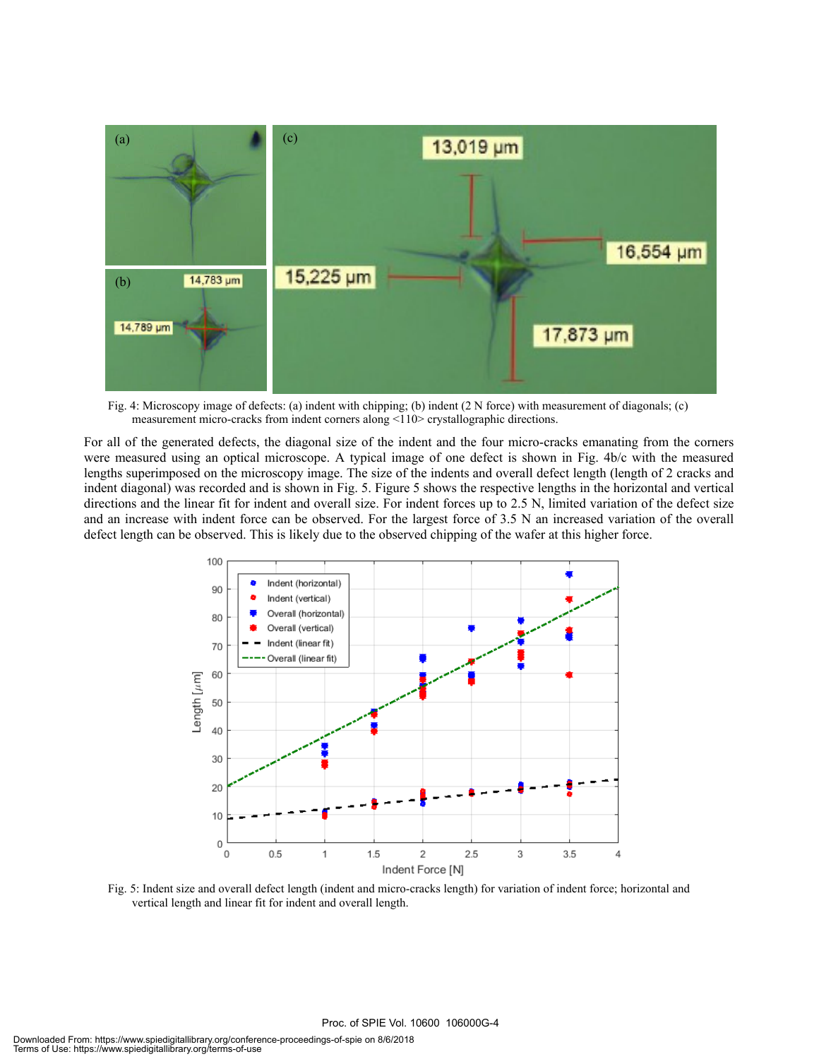Fig. 4: Microscopy image of defects: (a) indent with chipping; (b) indent (2 N force) with measurement of diagonals; (c) measurement micro-cracks from indent corners along <110> crystallographic directions.

For all of the generated defects, the diagonal size of the indent and the four micro-cracks emanating from the corners were measured using an optical microscope. A typical image of one defect is shown in Fig. 4b/c with the measured lengths superimposed on the microscopy image. The size of the indents and overall defect length (length of 2 cracks and indent diagonal) was recorded and is shown in Fig. 5. Figure 5 shows the respective lengths in the horizontal and vertical directions and the linear fit for indent and overall size. For indent forces up to 2.5 N, limited variation of the defect size and an increase with indent force can be observed. For the largest force of 3.5 N an increased variation of the overall defect length can be observed. This is likely due to the observed chipping of the wafer at this higher force.

Fig. 5: Indent size and overall defect length (indent and micro-cracks length) for variation of indent force; horizontal and vertical length and linear fit for indent and overall length.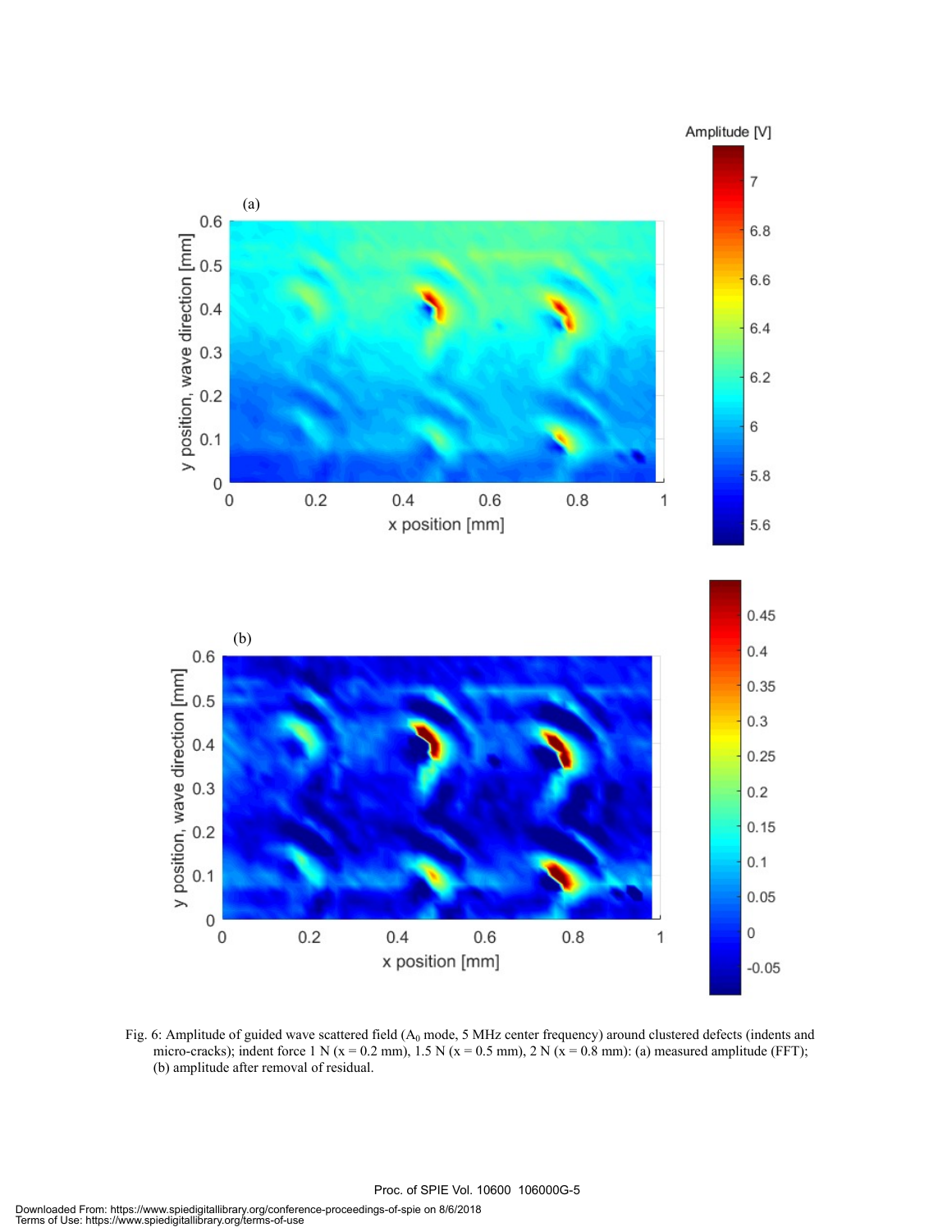Fig. 6: Amplitude of guided wave scattered field ($A_0$ mode, 5 MHz center frequency) around clustered defects (indents and micro-cracks); indent force 1 N (x = 0.2 mm), 1.5 N (x = 0.5 mm), 2 N (x = 0.8 mm): (a) measured amplitude (FFT); (b) amplitude after removal of residual.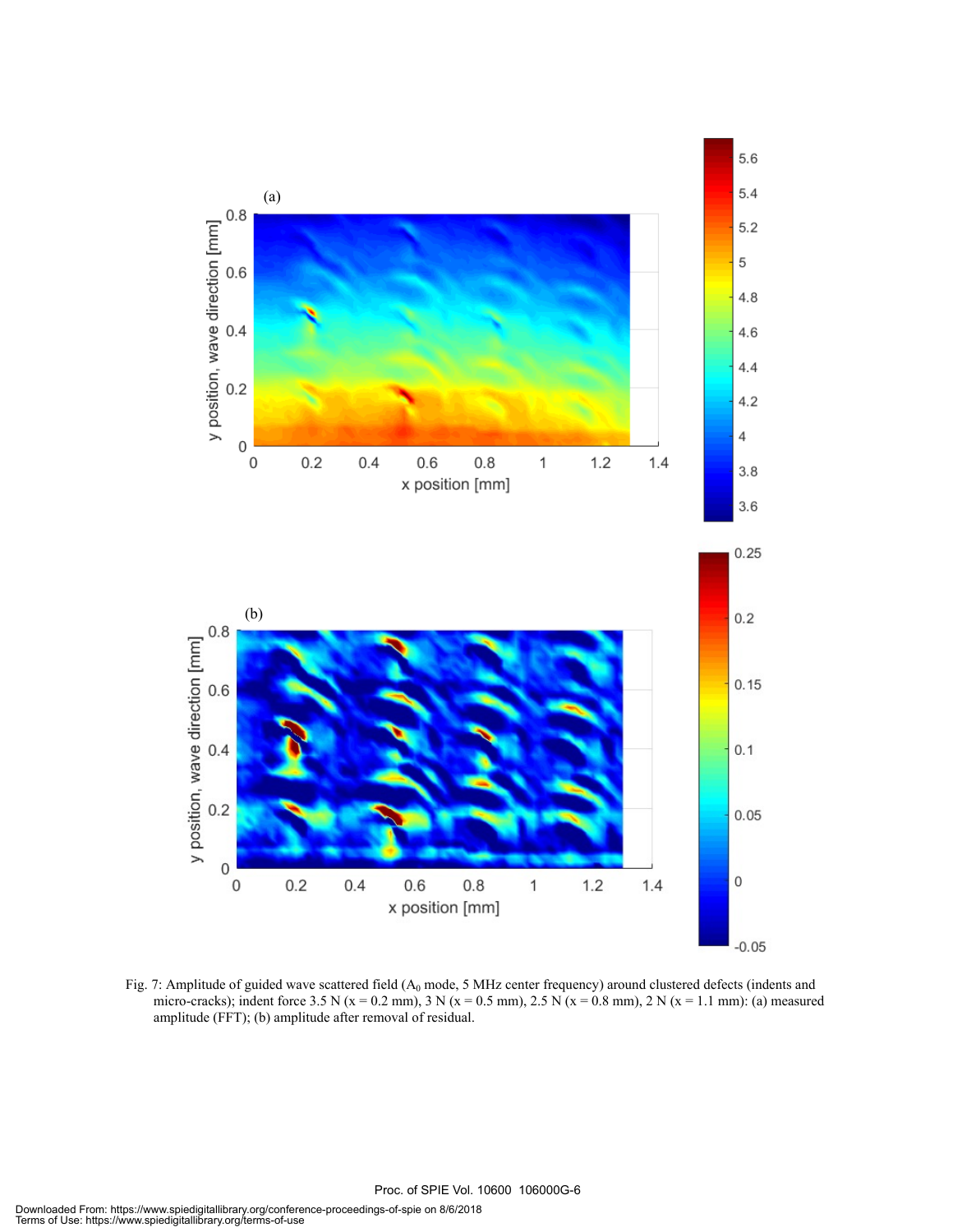Fig. 7: Amplitude of guided wave scattered field ($A_0$ mode, 5 MHz center frequency) around clustered defects (indents and micro-cracks); indent force 3.5 N (x = 0.2 mm), 3 N (x = 0.5 mm), 2.5 N (x = 0.8 mm), 2 N (x = 1.1 mm): (a) measured amplitude (FFT); (b) amplitude after removal of residual.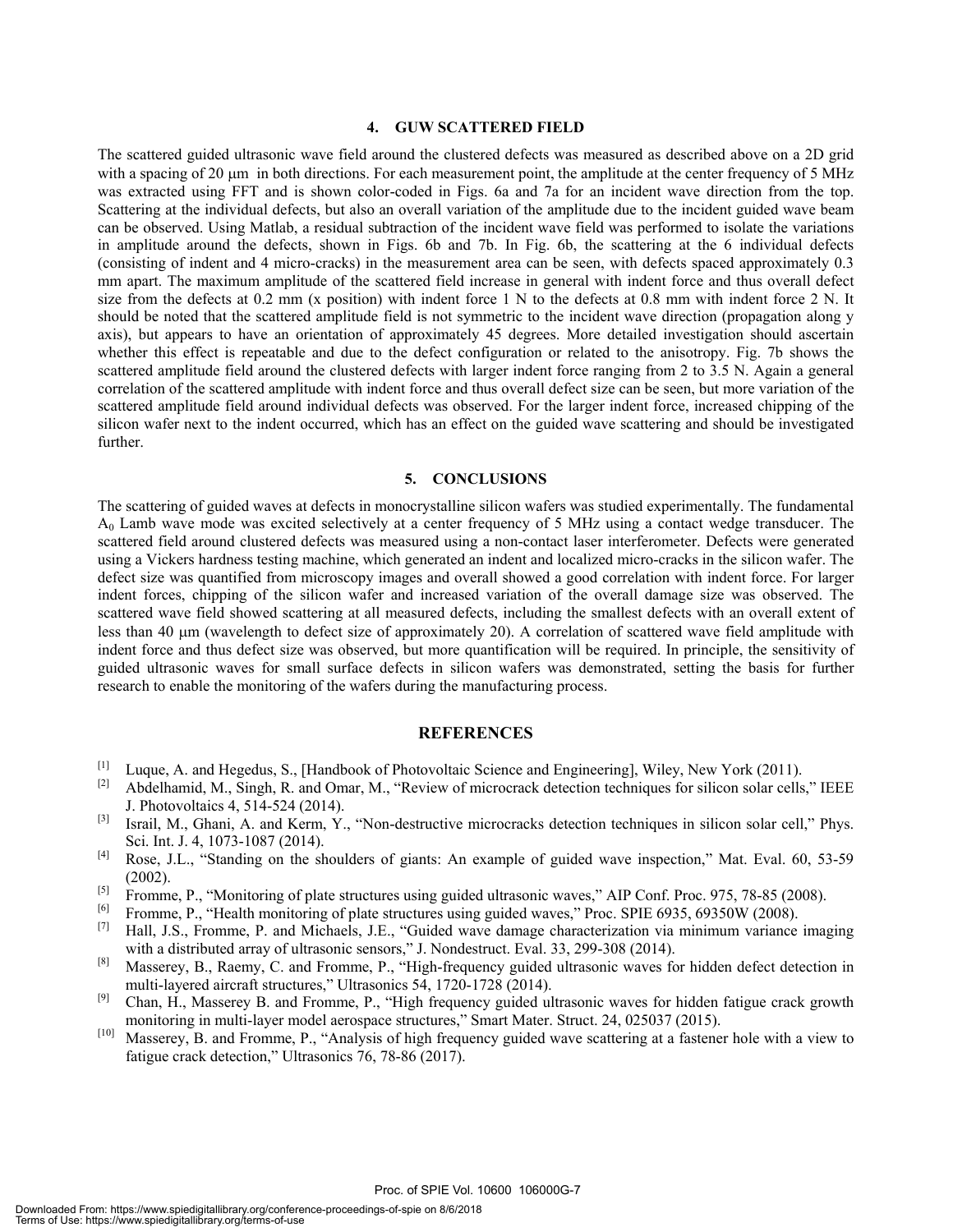## 4. GUW SCATTERED FIELD

The scattered guided ultrasonic wave field around the clustered defects was measured as described above on a 2D grid with a spacing of 20 μm in both directions. For each measurement point, the amplitude at the center frequency of 5 MHz was extracted using FFT and is shown color-coded in Figs. 6a and 7a for an incident wave direction from the top. Scattering at the individual defects, but also an overall variation of the amplitude due to the incident guided wave beam can be observed. Using Matlab, a residual subtraction of the incident wave field was performed to isolate the variations in amplitude around the defects, shown in Figs. 6b and 7b. In Fig. 6b, the scattering at the 6 individual defects (consisting of indent and 4 micro-cracks) in the measurement area can be seen, with defects spaced approximately 0.3 mm apart. The maximum amplitude of the scattered field increase in general with indent force and thus overall defect size from the defects at 0.2 mm (x position) with indent force 1 N to the defects at 0.8 mm with indent force 2 N. It should be noted that the scattered amplitude field is not symmetric to the incident wave direction (propagation along y axis), but appears to have an orientation of approximately 45 degrees. More detailed investigation should ascertain whether this effect is repeatable and due to the defect configuration or related to the anisotropy. Fig. 7b shows the scattered amplitude field around the clustered defects with larger indent force ranging from 2 to 3.5 N. Again a general correlation of the scattered amplitude with indent force and thus overall defect size can be seen, but more variation of the scattered amplitude field around individual defects was observed. For the larger indent force, increased chipping of the silicon wafer next to the indent occurred, which has an effect on the guided wave scattering and should be investigated further.

## 5. CONCLUSIONS

The scattering of guided waves at defects in monocrystalline silicon wafers was studied experimentally. The fundamental $A_0$ Lamb wave mode was excited selectively at a center frequency of 5 MHz using a contact wedge transducer. The scattered field around clustered defects was measured using a non-contact laser interferometer. Defects were generated using a Vickers hardness testing machine, which generated an indent and localized micro-cracks in the silicon wafer. The defect size was quantified from microscopy images and overall showed a good correlation with indent force. For larger indent forces, chipping of the silicon wafer and increased variation of the overall damage size was observed. The scattered wave field showed scattering at all measured defects, including the smallest defects with an overall extent of less than 40 μm (wavelength to defect size of approximately 20). A correlation of scattered wave field amplitude with indent force and thus defect size was observed, but more quantification will be required. In principle, the sensitivity of guided ultrasonic waves for small surface defects in silicon wafers was demonstrated, setting the basis for further research to enable the monitoring of the wafers during the manufacturing process.

## REFERENCES

[1] Luque, A. and Hegedus, S., [Handbook of Photovoltaic Science and Engineering], Wiley, New York (2011).

[2] Abdelhamid, M., Singh, R. and Omar, M., "Review of microcrack detection techniques for silicon solar cells," IEEE J. Photovoltaics 4, 514-524 (2014).

[3] Israil, M., Ghani, A. and Kerm, Y., "Non-destructive microcracks detection techniques in silicon solar cell," Phys. Sci. Int. J. 4, 1073-1087 (2014).

[4] Rose, J.L., "Standing on the shoulders of giants: An example of guided wave inspection," Mat. Eval. 60, 53-59 (2002).

[5] Fromme, P., "Monitoring of plate structures using guided ultrasonic waves," AIP Conf. Proc. 975, 78-85 (2008).

[6] Fromme, P., "Health monitoring of plate structures using guided waves," Proc. SPIE 6935, 69350W (2008).

[7] Hall, J.S., Fromme, P. and Michaels, J.E., "Guided wave damage characterization via minimum variance imaging with a distributed array of ultrasonic sensors," J. Nondestruct. Eval. 33, 299-308 (2014).

[8] Masserey, B., Raemy, C. and Fromme, P., "High-frequency guided ultrasonic waves for hidden defect detection in multi-layered aircraft structures," Ultrasonics 54, 1720-1728 (2014).

[9] Chan, H., Masserey B. and Fromme, P., "High frequency guided ultrasonic waves for hidden fatigue crack growth monitoring in multi-layer model aerospace structures," Smart Mater. Struct. 24, 025037 (2015).

[10] Masserey, B. and Fromme, P., "Analysis of high frequency guided wave scattering at a fastener hole with a view to fatigue crack detection," Ultrasonics 76, 78-86 (2017).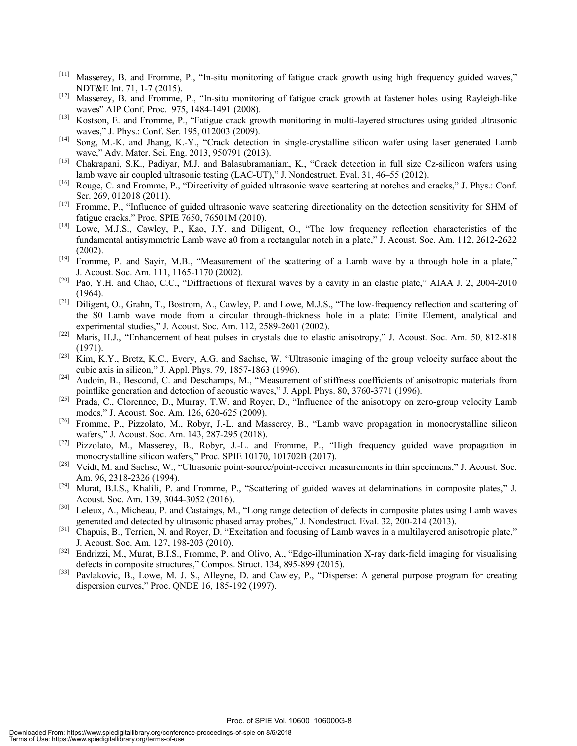[11] Masserey, B. and Fromme, P., "In-situ monitoring of fatigue crack growth using high frequency guided waves," NDT&E Int. 71, 1-7 (2015).

[12] Masserey, B. and Fromme, P., "In-situ monitoring of fatigue crack growth at fastener holes using Rayleigh-like waves" AIP Conf. Proc. 975, 1484-1491 (2008).

[13] Kostson, E. and Fromme, P., "Fatigue crack growth monitoring in multi-layered structures using guided ultrasonic waves," J. Phys.: Conf. Ser. 195, 012003 (2009).

[14] Song, M.-K. and Jhang, K.-Y., "Crack detection in single-crystalline silicon wafer using laser generated Lamb wave," Adv. Mater. Sci. Eng. 2013, 950791 (2013).

[15] Chakrapani, S.K., Padiyar, M.J. and Balasubramaniam, K., "Crack detection in full size Cz-silicon wafers using lamb wave air coupled ultrasonic testing (LAC-UT)," J. Nondestruct. Eval. 31, 46–55 (2012).

[16] Rouge, C. and Fromme, P., "Directivity of guided ultrasonic wave scattering at notches and cracks," J. Phys.: Conf. Ser. 269, 012018 (2011).

[17] Fromme, P., "Influence of guided ultrasonic wave scattering directionality on the detection sensitivity for SHM of fatigue cracks," Proc. SPIE 7650, 76501M (2010).

[18] Lowe, M.J.S., Cawley, P., Kao, J.Y. and Diligent, O., "The low frequency reflection characteristics of the fundamental antisymmetric Lamb wave a0 from a rectangular notch in a plate," J. Acoust. Soc. Am. 112, 2612-2622 (2002).

[19] Fromme, P. and Sayir, M.B., "Measurement of the scattering of a Lamb wave by a through hole in a plate," J. Acoust. Soc. Am. 111, 1165-1170 (2002).

[20] Pao, Y.H. and Chao, C.C., "Diffractions of flexural waves by a cavity in an elastic plate," AIAA J. 2, 2004-2010 (1964).

[21] Diligent, O., Grahn, T., Bostrom, A., Cawley, P. and Lowe, M.J.S., "The low-frequency reflection and scattering of the S0 Lamb wave mode from a circular through-thickness hole in a plate: Finite Element, analytical and experimental studies," J. Acoust. Soc. Am. 112, 2589-2601 (2002).

[22] Maris, H.J., "Enhancement of heat pulses in crystals due to elastic anisotropy," J. Acoust. Soc. Am. 50, 812-818 (1971).

[23] Kim, K.Y., Bretz, K.C., Every, A.G. and Sachse, W. "Ultrasonic imaging of the group velocity surface about the cubic axis in silicon," J. Appl. Phys. 79, 1857-1863 (1996).

[24] Audoin, B., Bescond, C. and Deschamps, M., "Measurement of stiffness coefficients of anisotropic materials from pointlike generation and detection of acoustic waves," J. Appl. Phys. 80, 3760-3771 (1996).

[25] Prada, C., Clorennec, D., Murray, T.W. and Royer, D., "Influence of the anisotropy on zero-group velocity Lamb modes," J. Acoust. Soc. Am. 126, 620-625 (2009).

[26] Fromme, P., Pizzolato, M., Robyr, J.-L. and Masserey, B., "Lamb wave propagation in monocrystalline silicon wafers," J. Acoust. Soc. Am. 143, 287-295 (2018).

[27] Pizzolato, M., Masserey, B., Robyr, J.-L. and Fromme, P., "High frequency guided wave propagation in monocrystalline silicon wafers," Proc. SPIE 10170, 101702B (2017).

[28] Veidt, M. and Sachse, W., "Ultrasonic point-source/point-receiver measurements in thin specimens," J. Acoust. Soc. Am. 96, 2318-2326 (1994).

[29] Murat, B.I.S., Khalili, P. and Fromme, P., "Scattering of guided waves at delaminations in composite plates," J. Acoust. Soc. Am. 139, 3044-3052 (2016).

[30] Leleux, A., Micheau, P. and Castaings, M., "Long range detection of defects in composite plates using Lamb waves generated and detected by ultrasonic phased array probes," J. Nondestruct. Eval. 32, 200-214 (2013).

[31] Chapuis, B., Terrien, N. and Royer, D. "Excitation and focusing of Lamb waves in a multilayered anisotropic plate," J. Acoust. Soc. Am. 127, 198-203 (2010).

[32] Endrizzi, M., Murat, B.I.S., Fromme, P. and Olivo, A., "Edge-illumination X-ray dark-field imaging for visualising defects in composite structures," Compos. Struct. 134, 895-899 (2015).

[33] Pavlakovic, B., Lowe, M. J. S., Alleyne, D. and Cawley, P., "Disperse: A general purpose program for creating dispersion curves," Proc. QNDE 16, 185-192 (1997).